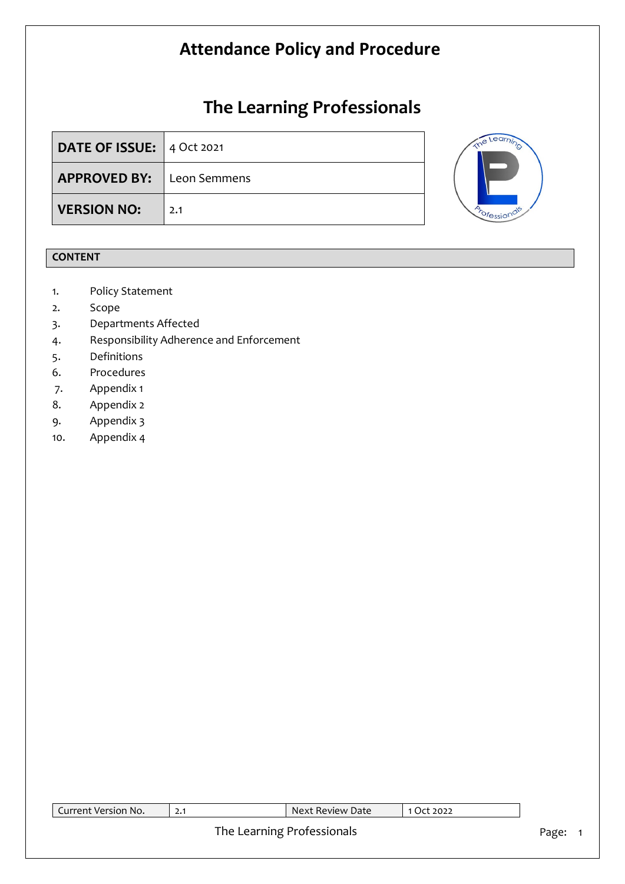# Attendance Policy and Procedure

# The Learning Professionals

| DATE OF ISSUE: | 4 Oct 2021 |
|---|---|
| APPROVED BY: | Leon Semmens |
| VERSION NO: | 2.1 |

## CONTENT

1. Policy Statement
2. Scope
3. Departments Affected
4. Responsibility Adherence and Enforcement
5. Definitions
6. Procedures
7. Appendix 1
8. Appendix 2
9. Appendix 3
10. Appendix 4

| Current Version No. | 2.1 | Next Review Date | 1 Oct 2022 |
|---|---|---|---|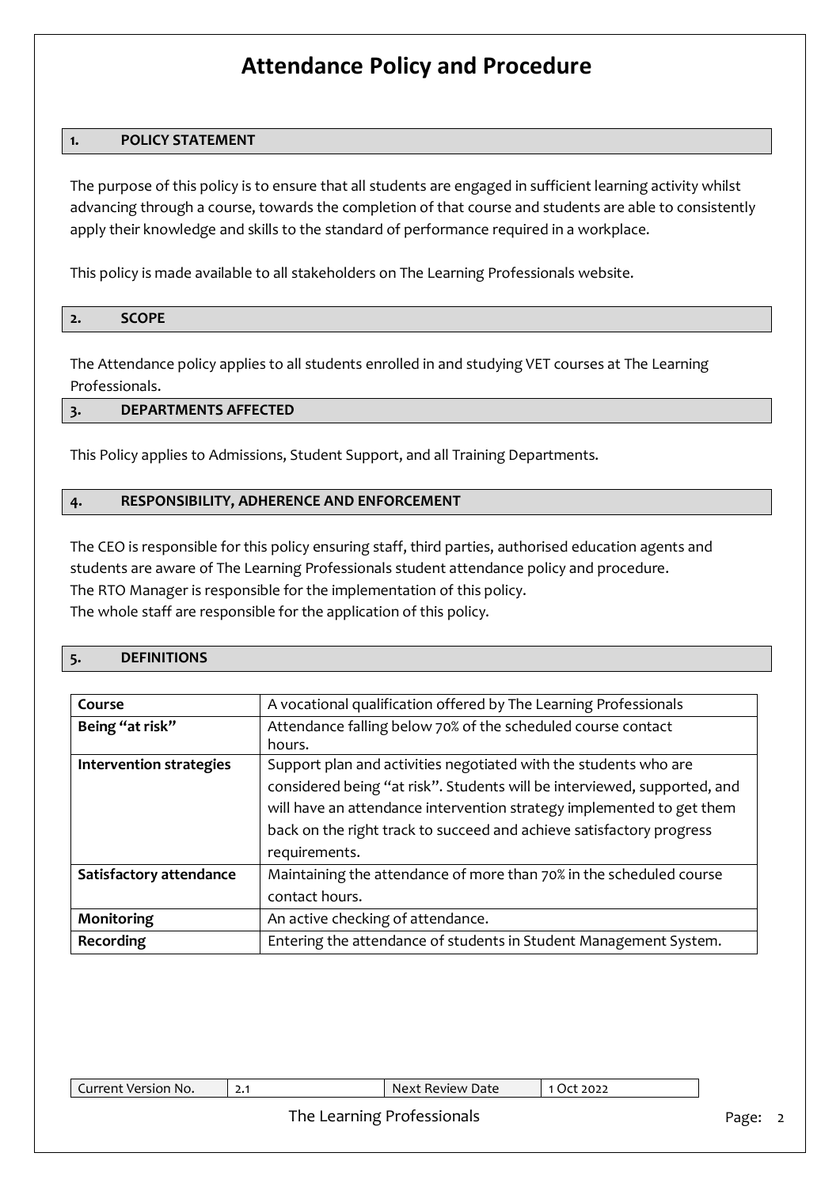# Attendance Policy and Procedure

## 1. POLICY STATEMENT

The purpose of this policy is to ensure that all students are engaged in sufficient learning activity whilst advancing through a course, towards the completion of that course and students are able to consistently apply their knowledge and skills to the standard of performance required in a workplace.

This policy is made available to all stakeholders on The Learning Professionals website.

## 2. SCOPE

The Attendance policy applies to all students enrolled in and studying VET courses at The Learning Professionals.

## 3. DEPARTMENTS AFFECTED

This Policy applies to Admissions, Student Support, and all Training Departments.

## 4. RESPONSIBILITY, ADHERENCE AND ENFORCEMENT

The CEO is responsible for this policy ensuring staff, third parties, authorised education agents and students are aware of The Learning Professionals student attendance policy and procedure.
The RTO Manager is responsible for the implementation of this policy.
The whole staff are responsible for the application of this policy.

## 5. DEFINITIONS

| Term | Definition |
|---|---|
| **Course** | A vocational qualification offered by The Learning Professionals |
| **Being "at risk"** | Attendance falling below 70% of the scheduled course contact hours. |
| **Intervention strategies** | Support plan and activities negotiated with the students who are considered being "at risk". Students will be interviewed, supported, and will have an attendance intervention strategy implemented to get them back on the right track to succeed and achieve satisfactory progress requirements. |
| **Satisfactory attendance** | Maintaining the attendance of more than 70% in the scheduled course contact hours. |
| **Monitoring** | An active checking of attendance. |
| **Recording** | Entering the attendance of students in Student Management System. |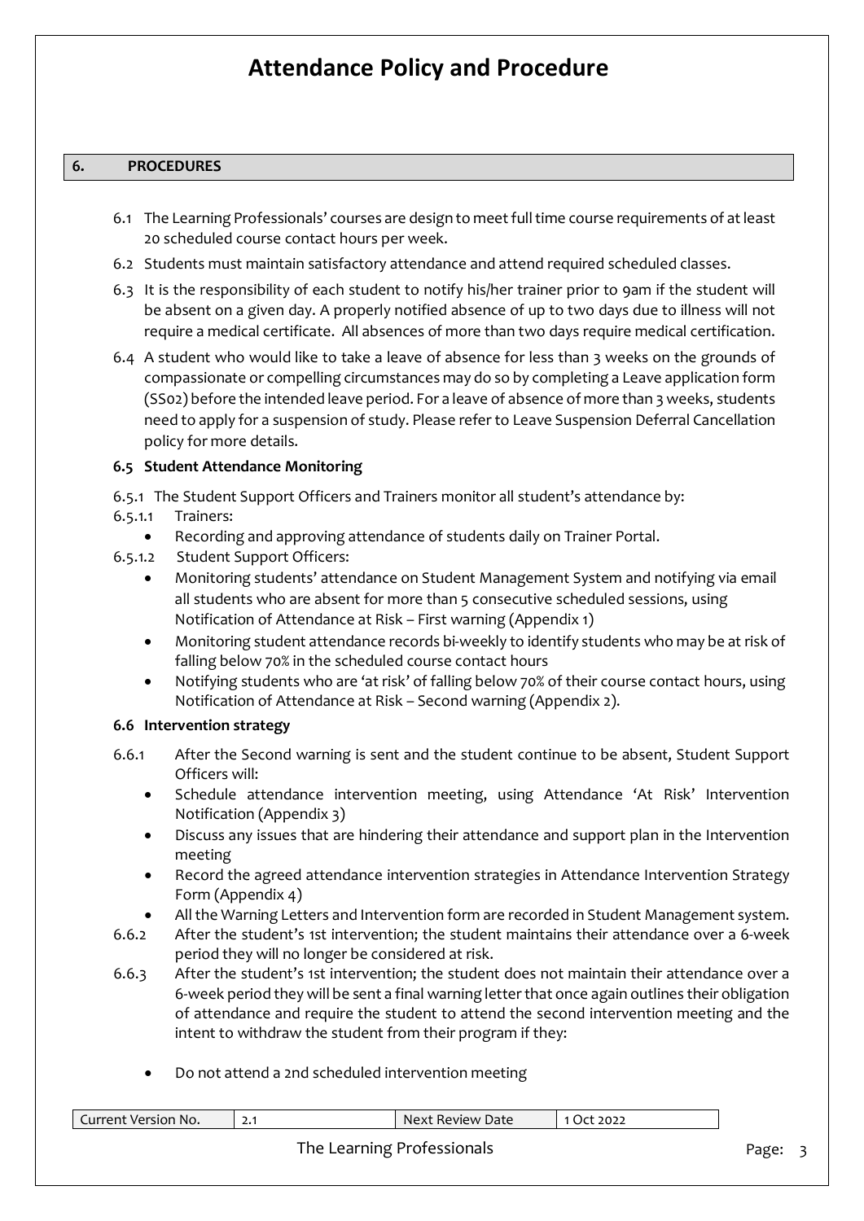# Attendance Policy and Procedure

## 6. PROCEDURES

6.1 The Learning Professionals' courses are design to meet full time course requirements of at least 20 scheduled course contact hours per week.

6.2 Students must maintain satisfactory attendance and attend required scheduled classes.

6.3 It is the responsibility of each student to notify his/her trainer prior to 9am if the student will be absent on a given day. A properly notified absence of up to two days due to illness will not require a medical certificate. All absences of more than two days require medical certification.

6.4 A student who would like to take a leave of absence for less than 3 weeks on the grounds of compassionate or compelling circumstances may do so by completing a Leave application form (SS02) before the intended leave period. For a leave of absence of more than 3 weeks, students need to apply for a suspension of study. Please refer to Leave Suspension Deferral Cancellation policy for more details.

### 6.5 Student Attendance Monitoring

6.5.1 The Student Support Officers and Trainers monitor all student's attendance by:

6.5.1.1 Trainers:

- Recording and approving attendance of students daily on Trainer Portal.

6.5.1.2 Student Support Officers:

- Monitoring students' attendance on Student Management System and notifying via email all students who are absent for more than 5 consecutive scheduled sessions, using Notification of Attendance at Risk – First warning (Appendix 1)
- Monitoring student attendance records bi-weekly to identify students who may be at risk of falling below 70% in the scheduled course contact hours
- Notifying students who are 'at risk' of falling below 70% of their course contact hours, using Notification of Attendance at Risk – Second warning (Appendix 2).

### 6.6 Intervention strategy

6.6.1 After the Second warning is sent and the student continue to be absent, Student Support Officers will:

- Schedule attendance intervention meeting, using Attendance 'At Risk' Intervention Notification (Appendix 3)
- Discuss any issues that are hindering their attendance and support plan in the Intervention meeting
- Record the agreed attendance intervention strategies in Attendance Intervention Strategy Form (Appendix 4)
- All the Warning Letters and Intervention form are recorded in Student Management system.

6.6.2 After the student's 1st intervention; the student maintains their attendance over a 6-week period they will no longer be considered at risk.

6.6.3 After the student's 1st intervention; the student does not maintain their attendance over a 6-week period they will be sent a final warning letter that once again outlines their obligation of attendance and require the student to attend the second intervention meeting and the intent to withdraw the student from their program if they:

- Do not attend a 2nd scheduled intervention meeting

| Current Version No. | 2.1 | Next Review Date | 1 Oct 2022 |
|---|---|---|---|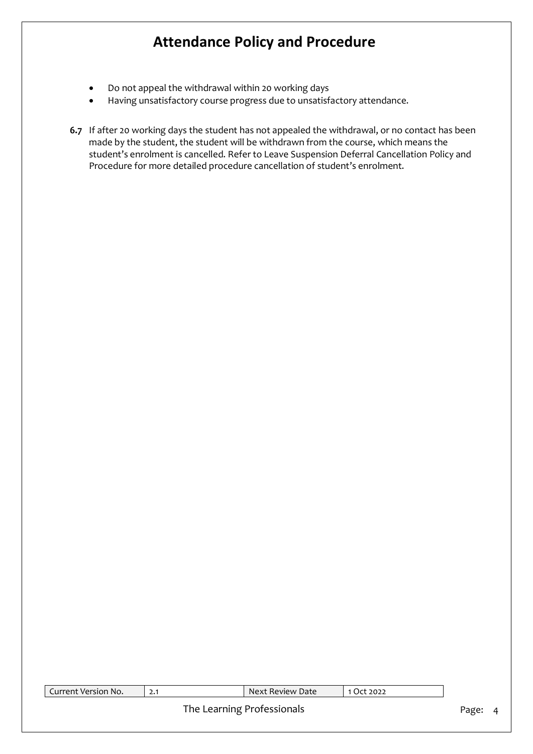- Do not appeal the withdrawal within 20 working days
- Having unsatisfactory course progress due to unsatisfactory attendance.

**6.7** If after 20 working days the student has not appealed the withdrawal, or no contact has been made by the student, the student will be withdrawn from the course, which means the student's enrolment is cancelled. Refer to Leave Suspension Deferral Cancellation Policy and Procedure for more detailed procedure cancellation of student's enrolment.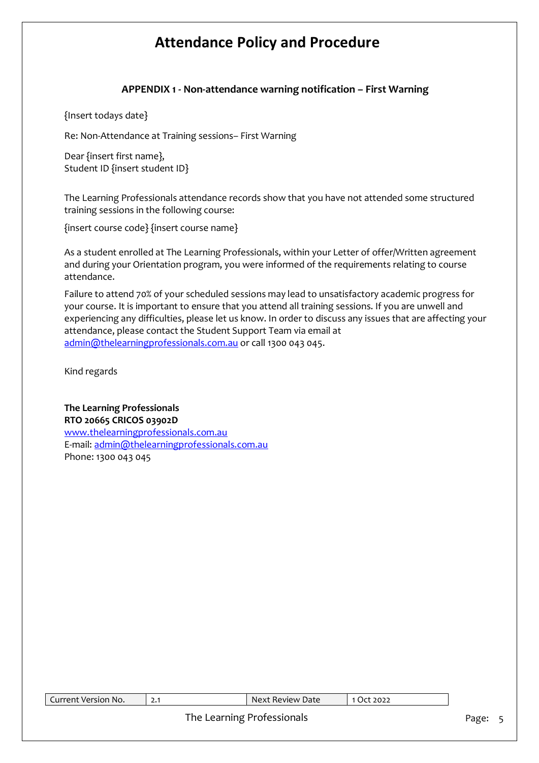# Attendance Policy and Procedure

### APPENDIX 1 - Non-attendance warning notification – First Warning

{Insert todays date}

Re: Non-Attendance at Training sessions– First Warning

Dear {insert first name},
Student ID {insert student ID}

The Learning Professionals attendance records show that you have not attended some structured training sessions in the following course:

{insert course code} {insert course name}

As a student enrolled at The Learning Professionals, within your Letter of offer/Written agreement and during your Orientation program, you were informed of the requirements relating to course attendance.

Failure to attend 70% of your scheduled sessions may lead to unsatisfactory academic progress for your course. It is important to ensure that you attend all training sessions. If you are unwell and experiencing any difficulties, please let us know. In order to discuss any issues that are affecting your attendance, please contact the Student Support Team via email at admin@thelearningprofessionals.com.au or call 1300 043 045.

Kind regards

**The Learning Professionals**
**RTO 20665 CRICOS 03902D**
www.thelearningprofessionals.com.au
E-mail: admin@thelearningprofessionals.com.au
Phone: 1300 043 045

| Current Version No. | 2.1 | Next Review Date | 1 Oct 2022 |
|---|---|---|---|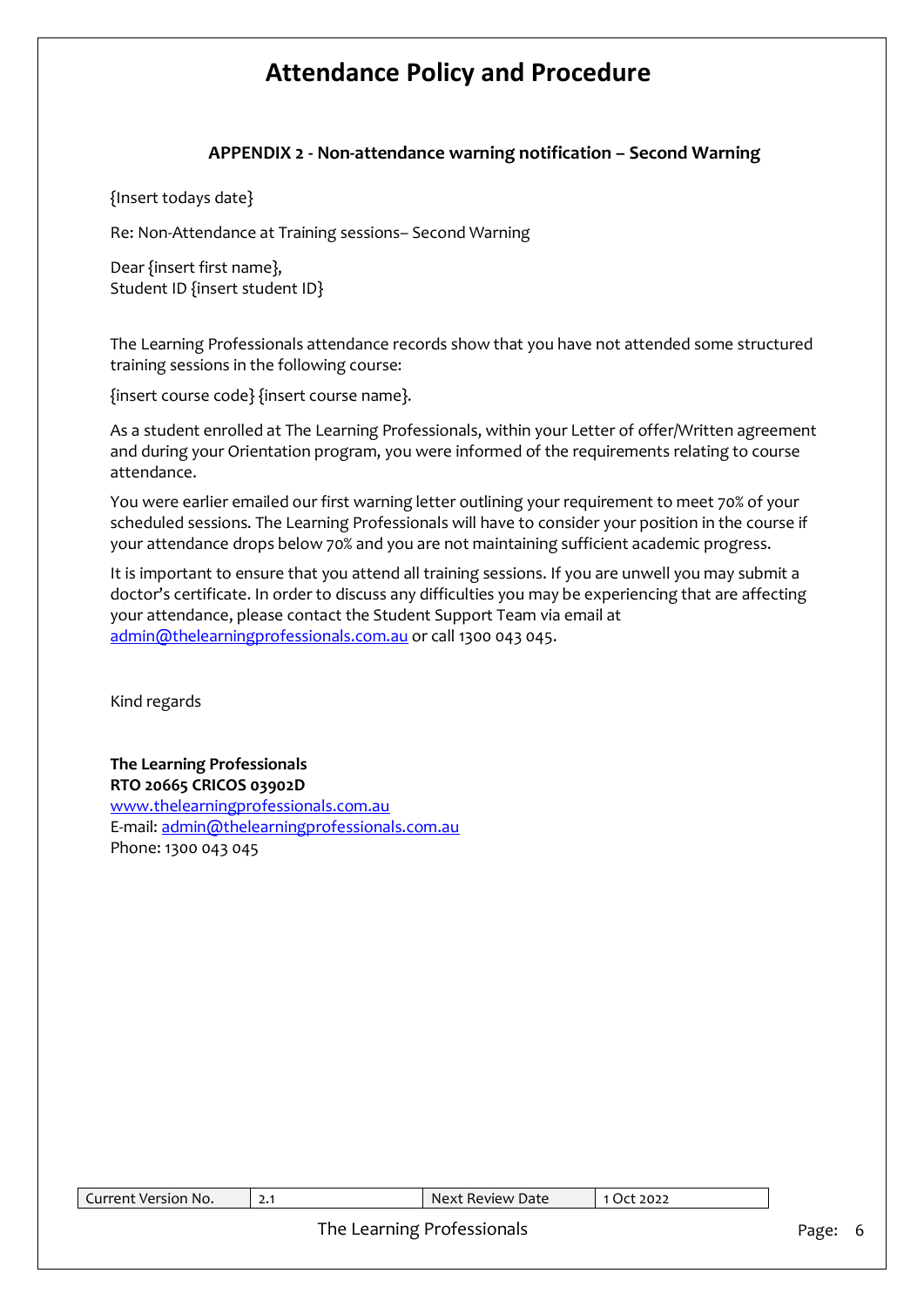# Attendance Policy and Procedure

### APPENDIX 2 - Non-attendance warning notification – Second Warning

{Insert todays date}

Re: Non-Attendance at Training sessions– Second Warning

Dear {insert first name},
Student ID {insert student ID}

The Learning Professionals attendance records show that you have not attended some structured training sessions in the following course:

{insert course code} {insert course name}.

As a student enrolled at The Learning Professionals, within your Letter of offer/Written agreement and during your Orientation program, you were informed of the requirements relating to course attendance.

You were earlier emailed our first warning letter outlining your requirement to meet 70% of your scheduled sessions. The Learning Professionals will have to consider your position in the course if your attendance drops below 70% and you are not maintaining sufficient academic progress.

It is important to ensure that you attend all training sessions. If you are unwell you may submit a doctor's certificate. In order to discuss any difficulties you may be experiencing that are affecting your attendance, please contact the Student Support Team via email at admin@thelearningprofessionals.com.au or call 1300 043 045.

Kind regards

**The Learning Professionals**
**RTO 20665 CRICOS 03902D**
www.thelearningprofessionals.com.au
E-mail: admin@thelearningprofessionals.com.au
Phone: 1300 043 045

| Current Version No. | 2.1 | Next Review Date | 1 Oct 2022 |
|---|---|---|---|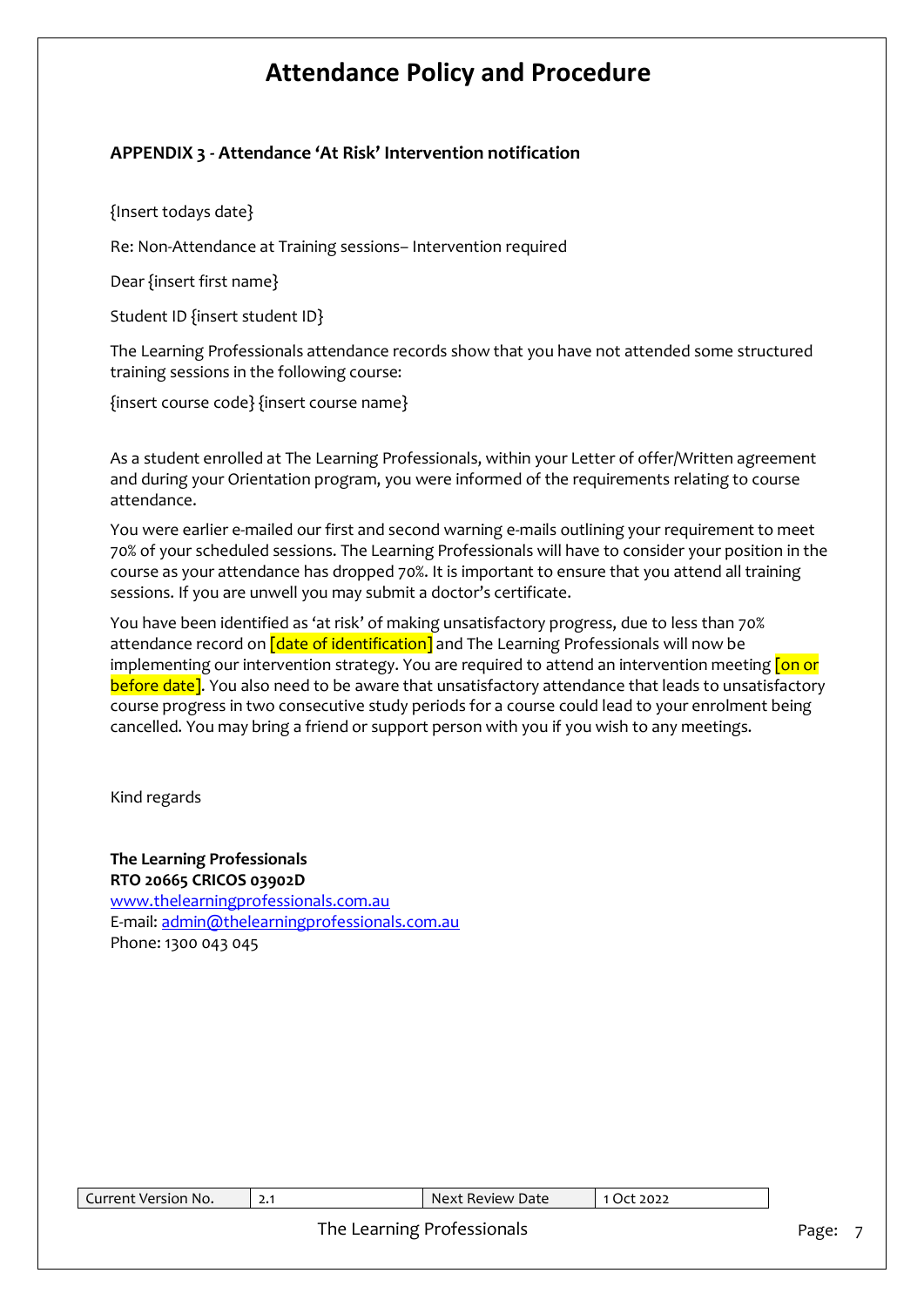# Attendance Policy and Procedure

**APPENDIX 3 - Attendance 'At Risk' Intervention notification**

{Insert todays date}

Re: Non-Attendance at Training sessions– Intervention required

Dear {insert first name}

Student ID {insert student ID}

The Learning Professionals attendance records show that you have not attended some structured training sessions in the following course:

{insert course code} {insert course name}

As a student enrolled at The Learning Professionals, within your Letter of offer/Written agreement and during your Orientation program, you were informed of the requirements relating to course attendance.

You were earlier e-mailed our first and second warning e-mails outlining your requirement to meet 70% of your scheduled sessions. The Learning Professionals will have to consider your position in the course as your attendance has dropped 70%. It is important to ensure that you attend all training sessions. If you are unwell you may submit a doctor's certificate.

You have been identified as 'at risk' of making unsatisfactory progress, due to less than 70% attendance record on [date of identification] and The Learning Professionals will now be implementing our intervention strategy. You are required to attend an intervention meeting [on or before date]. You also need to be aware that unsatisfactory attendance that leads to unsatisfactory course progress in two consecutive study periods for a course could lead to your enrolment being cancelled. You may bring a friend or support person with you if you wish to any meetings.

Kind regards

**The Learning Professionals**
**RTO 20665 CRICOS 03902D**
www.thelearningprofessionals.com.au
E-mail: admin@thelearningprofessionals.com.au
Phone: 1300 043 045

| Current Version No. | 2.1 | Next Review Date | 1 Oct 2022 |
| --- | --- | --- | --- |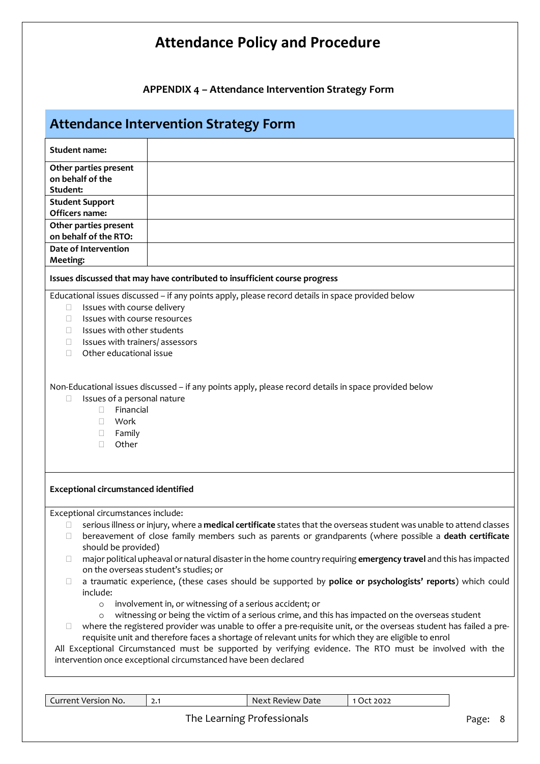# Attendance Policy and Procedure

**APPENDIX 4 – Attendance Intervention Strategy Form**

## Attendance Intervention Strategy Form

| **Student name:** | |
|---|---|
| **Other parties present on behalf of the Student:** | |
| **Student Support Officers name:** | |
| **Other parties present on behalf of the RTO:** | |
| **Date of Intervention Meeting:** | |

**Issues discussed that may have contributed to insufficient course progress**

Educational issues discussed – if any points apply, please record details in space provided below

- ☐ Issues with course delivery
- ☐ Issues with course resources
- ☐ Issues with other students
- ☐ Issues with trainers/ assessors
- ☐ Other educational issue

Non-Educational issues discussed – if any points apply, please record details in space provided below

- ☐ Issues of a personal nature
  - ☐ Financial
  - ☐ Work
  - ☐ Family
  - ☐ Other

**Exceptional circumstanced identified**

Exceptional circumstances include:

- ☐ serious illness or injury, where a **medical certificate** states that the overseas student was unable to attend classes
- ☐ bereavement of close family members such as parents or grandparents (where possible a **death certificate** should be provided)
- ☐ major political upheaval or natural disaster in the home country requiring **emergency travel** and this has impacted on the overseas student's studies; or
- ☐ a traumatic experience, (these cases should be supported by **police or psychologists' reports**) which could include:
  - involvement in, or witnessing of a serious accident; or
  - witnessing or being the victim of a serious crime, and this has impacted on the overseas student
- ☐ where the registered provider was unable to offer a pre-requisite unit, or the overseas student has failed a pre-requisite unit and therefore faces a shortage of relevant units for which they are eligible to enrol

All Exceptional Circumstanced must be supported by verifying evidence. The RTO must be involved with the intervention once exceptional circumstanced have been declared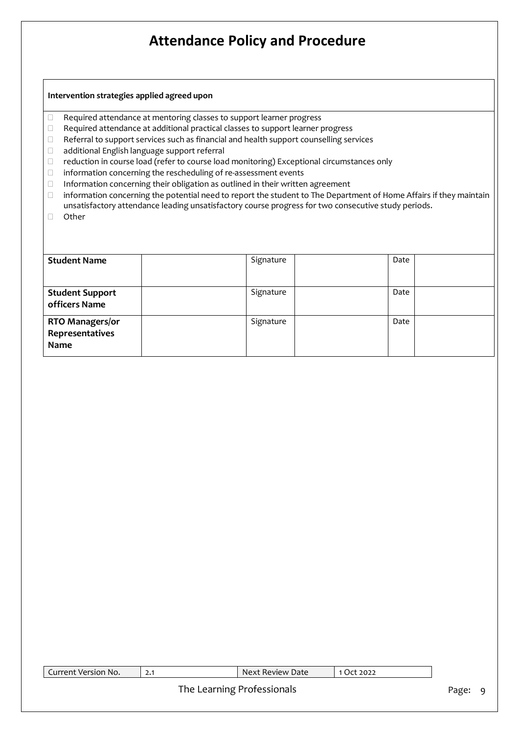# Attendance Policy and Procedure

**Intervention strategies applied agreed upon**

- ☐ Required attendance at mentoring classes to support learner progress
- ☐ Required attendance at additional practical classes to support learner progress
- ☐ Referral to support services such as financial and health support counselling services
- ☐ additional English language support referral
- ☐ reduction in course load (refer to course load monitoring) Exceptional circumstances only
- ☐ information concerning the rescheduling of re-assessment events
- ☐ Information concerning their obligation as outlined in their written agreement
- ☐ information concerning the potential need to report the student to The Department of Home Affairs if they maintain unsatisfactory attendance leading unsatisfactory course progress for two consecutive study periods.
- ☐ Other

| | | | | | |
|---|---|---|---|---|---|
| **Student Name** | | Signature | | Date | |
| **Student Support officers Name** | | Signature | | Date | |
| **RTO Managers/or Representatives Name** | | Signature | | Date | |

| | | | |
|---|---|---|---|
| Current Version No. | 2.1 | Next Review Date | 1 Oct 2022 |